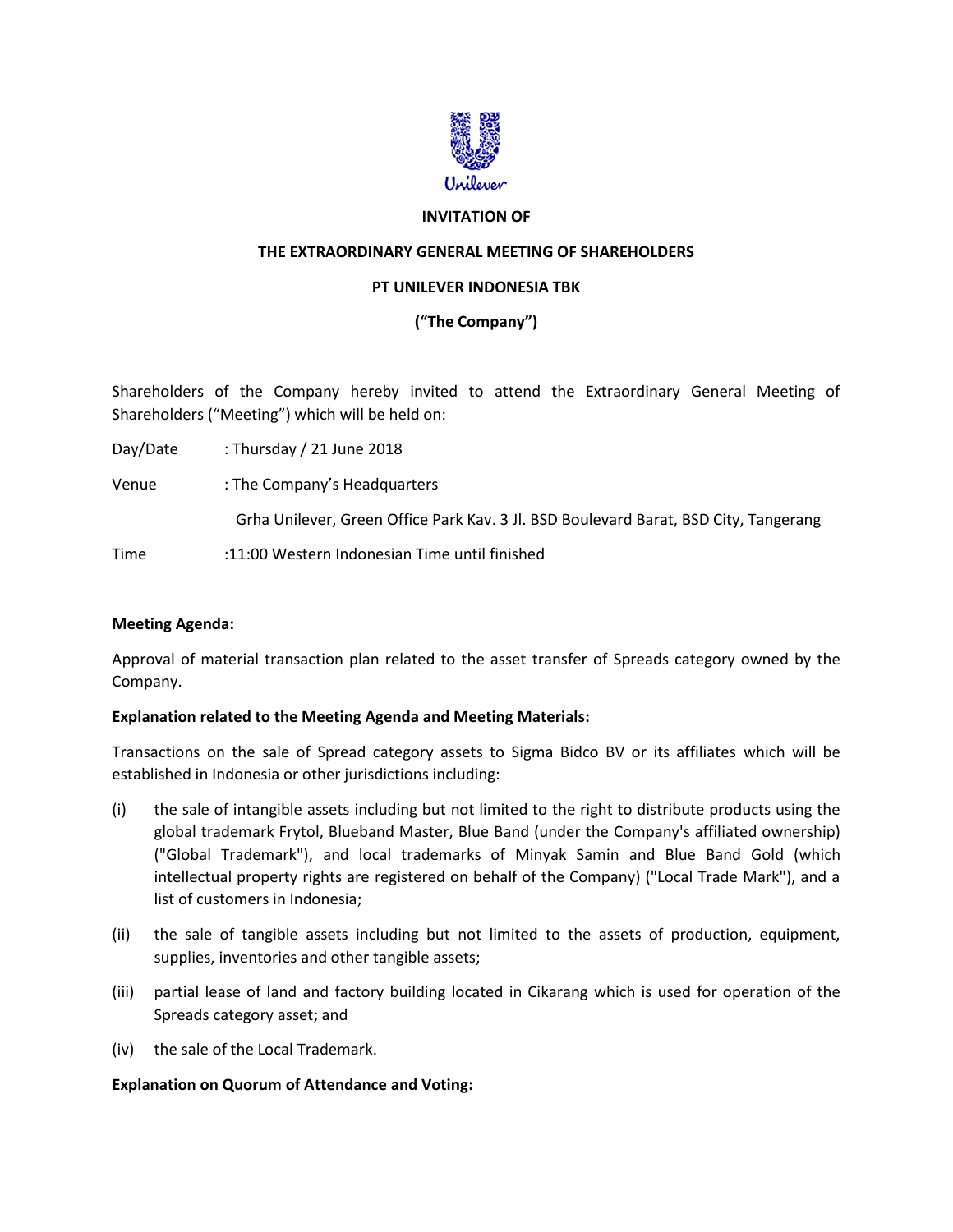**INVITATION OF**

**THE EXTRAORDINARY GENERAL MEETING OF SHAREHOLDERS**

**PT UNILEVER INDONESIA TBK**

**("The Company")**

Shareholders of the Company hereby invited to attend the Extraordinary General Meeting of Shareholders ("Meeting") which will be held on:

Day/Date : Thursday / 21 June 2018

Venue : The Company's Headquarters

Grha Unilever, Green Office Park Kav. 3 Jl. BSD Boulevard Barat, BSD City, Tangerang

Time :11:00 Western Indonesian Time until finished

**Meeting Agenda:**

Approval of material transaction plan related to the asset transfer of Spreads category owned by the Company.

**Explanation related to the Meeting Agenda and Meeting Materials:**

Transactions on the sale of Spread category assets to Sigma Bidco BV or its affiliates which will be established in Indonesia or other jurisdictions including:

(i) the sale of intangible assets including but not limited to the right to distribute products using the global trademark Frytol, Blueband Master, Blue Band (under the Company's affiliated ownership) ("Global Trademark"), and local trademarks of Minyak Samin and Blue Band Gold (which intellectual property rights are registered on behalf of the Company) ("Local Trade Mark"), and a list of customers in Indonesia;

(ii) the sale of tangible assets including but not limited to the assets of production, equipment, supplies, inventories and other tangible assets;

(iii) partial lease of land and factory building located in Cikarang which is used for operation of the Spreads category asset; and

(iv) the sale of the Local Trademark.

**Explanation on Quorum of Attendance and Voting:**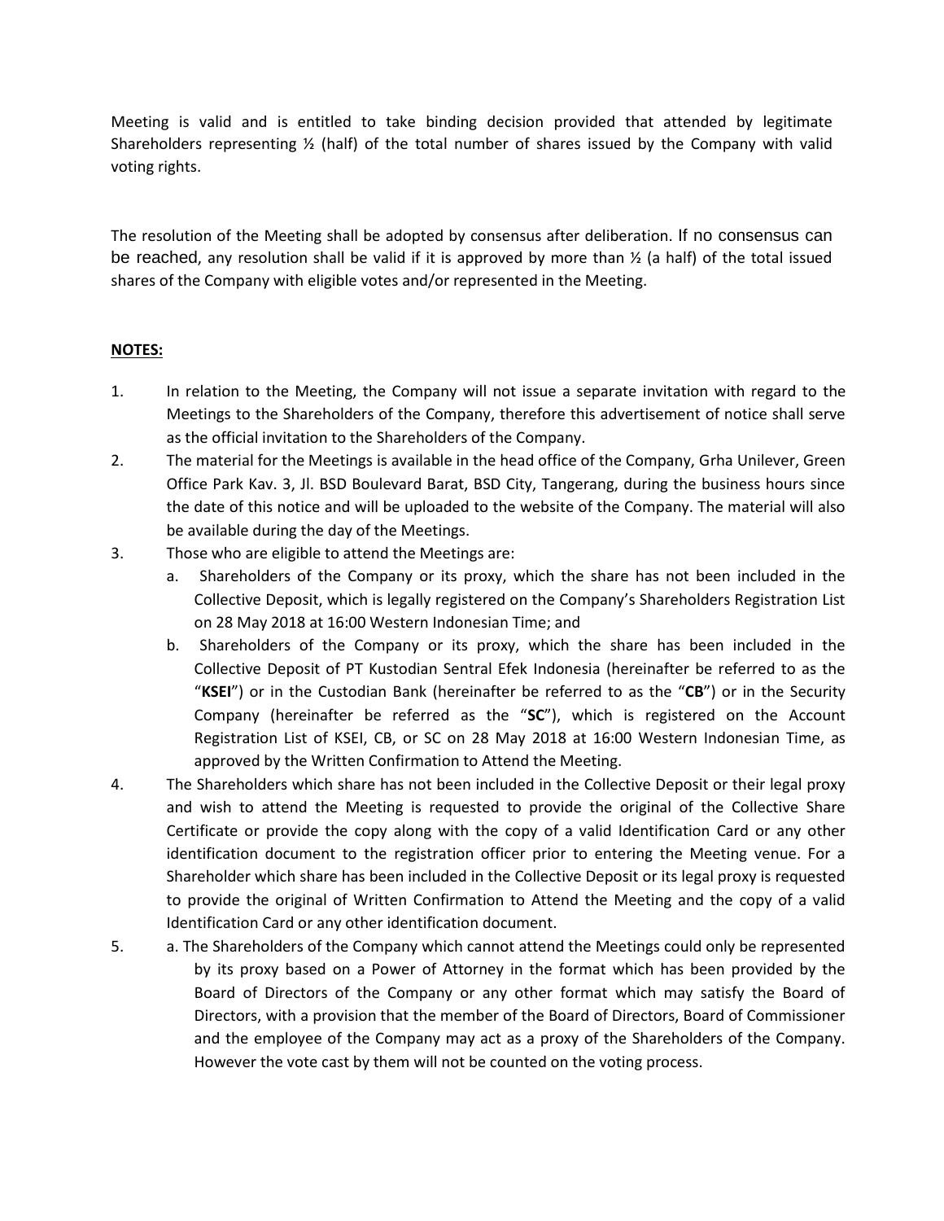Meeting is valid and is entitled to take binding decision provided that attended by legitimate Shareholders representing ½ (half) of the total number of shares issued by the Company with valid voting rights.

The resolution of the Meeting shall be adopted by consensus after deliberation. If no consensus can be reached, any resolution shall be valid if it is approved by more than ½ (a half) of the total issued shares of the Company with eligible votes and/or represented in the Meeting.

**NOTES:**

1. In relation to the Meeting, the Company will not issue a separate invitation with regard to the Meetings to the Shareholders of the Company, therefore this advertisement of notice shall serve as the official invitation to the Shareholders of the Company.
2. The material for the Meetings is available in the head office of the Company, Grha Unilever, Green Office Park Kav. 3, Jl. BSD Boulevard Barat, BSD City, Tangerang, during the business hours since the date of this notice and will be uploaded to the website of the Company. The material will also be available during the day of the Meetings.
3. Those who are eligible to attend the Meetings are:
   a. Shareholders of the Company or its proxy, which the share has not been included in the Collective Deposit, which is legally registered on the Company's Shareholders Registration List on 28 May 2018 at 16:00 Western Indonesian Time; and
   b. Shareholders of the Company or its proxy, which the share has been included in the Collective Deposit of PT Kustodian Sentral Efek Indonesia (hereinafter be referred to as the "**KSEI**") or in the Custodian Bank (hereinafter be referred to as the "**CB**") or in the Security Company (hereinafter be referred as the "**SC**"), which is registered on the Account Registration List of KSEI, CB, or SC on 28 May 2018 at 16:00 Western Indonesian Time, as approved by the Written Confirmation to Attend the Meeting.
4. The Shareholders which share has not been included in the Collective Deposit or their legal proxy and wish to attend the Meeting is requested to provide the original of the Collective Share Certificate or provide the copy along with the copy of a valid Identification Card or any other identification document to the registration officer prior to entering the Meeting venue. For a Shareholder which share has been included in the Collective Deposit or its legal proxy is requested to provide the original of Written Confirmation to Attend the Meeting and the copy of a valid Identification Card or any other identification document.
5. a. The Shareholders of the Company which cannot attend the Meetings could only be represented by its proxy based on a Power of Attorney in the format which has been provided by the Board of Directors of the Company or any other format which may satisfy the Board of Directors, with a provision that the member of the Board of Directors, Board of Commissioner and the employee of the Company may act as a proxy of the Shareholders of the Company. However the vote cast by them will not be counted on the voting process.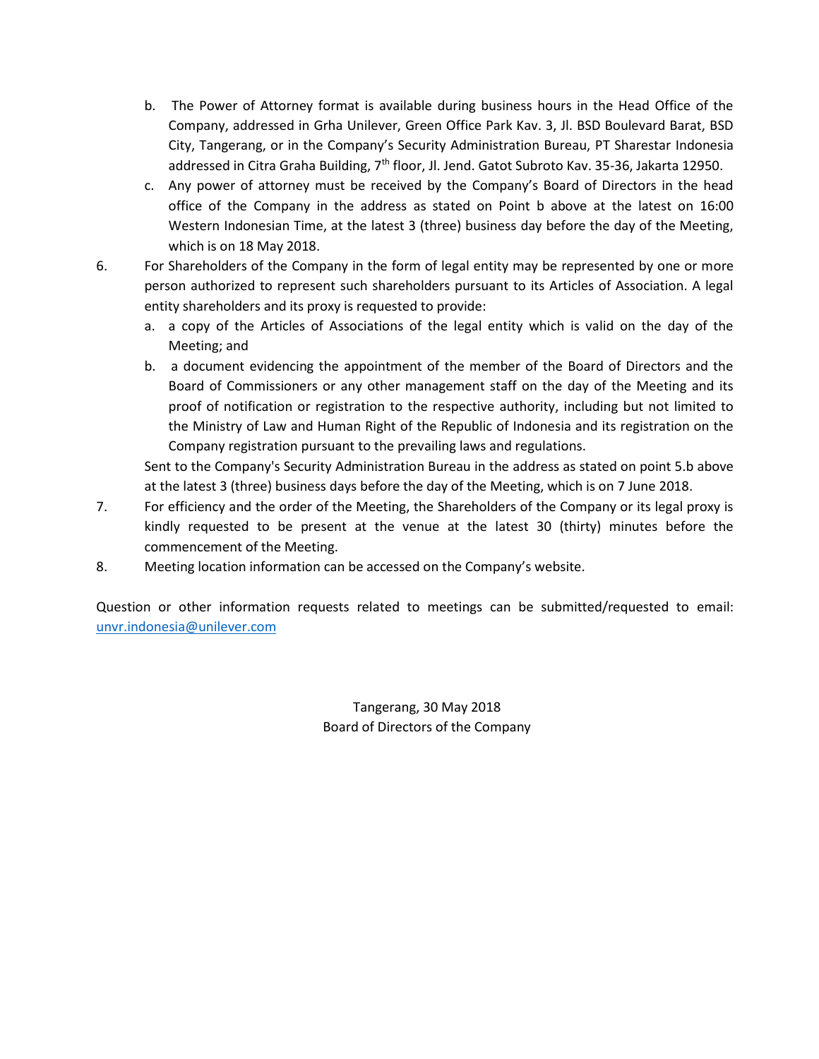b. The Power of Attorney format is available during business hours in the Head Office of the Company, addressed in Grha Unilever, Green Office Park Kav. 3, Jl. BSD Boulevard Barat, BSD City, Tangerang, or in the Company's Security Administration Bureau, PT Sharestar Indonesia addressed in Citra Graha Building, 7th floor, Jl. Jend. Gatot Subroto Kav. 35-36, Jakarta 12950.

c. Any power of attorney must be received by the Company's Board of Directors in the head office of the Company in the address as stated on Point b above at the latest on 16:00 Western Indonesian Time, at the latest 3 (three) business day before the day of the Meeting, which is on 18 May 2018.

6. For Shareholders of the Company in the form of legal entity may be represented by one or more person authorized to represent such shareholders pursuant to its Articles of Association. A legal entity shareholders and its proxy is requested to provide:

   a. a copy of the Articles of Associations of the legal entity which is valid on the day of the Meeting; and

   b. a document evidencing the appointment of the member of the Board of Directors and the Board of Commissioners or any other management staff on the day of the Meeting and its proof of notification or registration to the respective authority, including but not limited to the Ministry of Law and Human Right of the Republic of Indonesia and its registration on the Company registration pursuant to the prevailing laws and regulations.

   Sent to the Company's Security Administration Bureau in the address as stated on point 5.b above at the latest 3 (three) business days before the day of the Meeting, which is on 7 June 2018.

7. For efficiency and the order of the Meeting, the Shareholders of the Company or its legal proxy is kindly requested to be present at the venue at the latest 30 (thirty) minutes before the commencement of the Meeting.

8. Meeting location information can be accessed on the Company's website.

Question or other information requests related to meetings can be submitted/requested to email: unvr.indonesia@unilever.com

Tangerang, 30 May 2018
Board of Directors of the Company